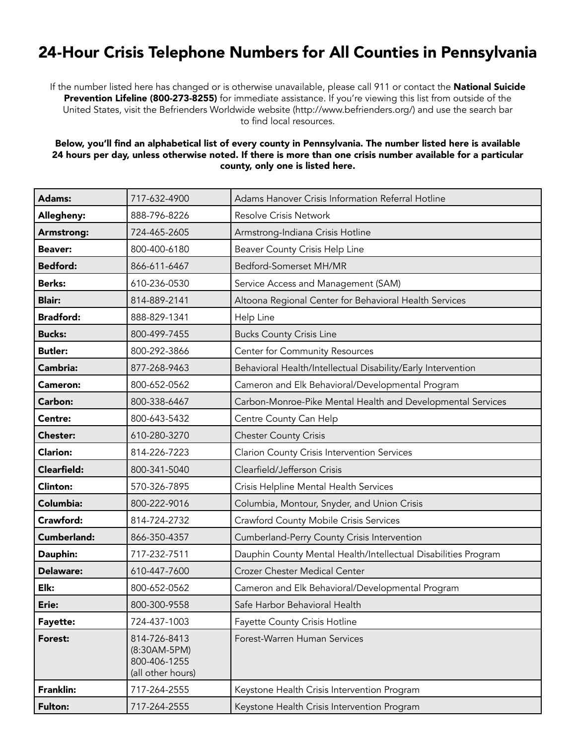# 24-Hour Crisis Telephone Numbers for All Counties in Pennsylvania

If the number listed here has changed or is otherwise unavailable, please call 911 or contact the **National Suicide Prevention Lifeline (800-273-8255)** for immediate assistance. If you're viewing this list from outside of the United States, visit the Befrienders Worldwide website (http://www.befrienders.org/) and use the search bar to find local resources.

**Below, you'll find an alphabetical list of every county in Pennsylvania. The number listed here is available 24 hours per day, unless otherwise noted. If there is more than one crisis number available for a particular county, only one is listed here.**

| County | Phone | Service |
|---|---|---|
| **Adams:** | 717-632-4900 | Adams Hanover Crisis Information Referral Hotline |
| **Allegheny:** | 888-796-8226 | Resolve Crisis Network |
| **Armstrong:** | 724-465-2605 | Armstrong-Indiana Crisis Hotline |
| **Beaver:** | 800-400-6180 | Beaver County Crisis Help Line |
| **Bedford:** | 866-611-6467 | Bedford-Somerset MH/MR |
| **Berks:** | 610-236-0530 | Service Access and Management (SAM) |
| **Blair:** | 814-889-2141 | Altoona Regional Center for Behavioral Health Services |
| **Bradford:** | 888-829-1341 | Help Line |
| **Bucks:** | 800-499-7455 | Bucks County Crisis Line |
| **Butler:** | 800-292-3866 | Center for Community Resources |
| **Cambria:** | 877-268-9463 | Behavioral Health/Intellectual Disability/Early Intervention |
| **Cameron:** | 800-652-0562 | Cameron and Elk Behavioral/Developmental Program |
| **Carbon:** | 800-338-6467 | Carbon-Monroe-Pike Mental Health and Developmental Services |
| **Centre:** | 800-643-5432 | Centre County Can Help |
| **Chester:** | 610-280-3270 | Chester County Crisis |
| **Clarion:** | 814-226-7223 | Clarion County Crisis Intervention Services |
| **Clearfield:** | 800-341-5040 | Clearfield/Jefferson Crisis |
| **Clinton:** | 570-326-7895 | Crisis Helpline Mental Health Services |
| **Columbia:** | 800-222-9016 | Columbia, Montour, Snyder, and Union Crisis |
| **Crawford:** | 814-724-2732 | Crawford County Mobile Crisis Services |
| **Cumberland:** | 866-350-4357 | Cumberland-Perry County Crisis Intervention |
| **Dauphin:** | 717-232-7511 | Dauphin County Mental Health/Intellectual Disabilities Program |
| **Delaware:** | 610-447-7600 | Crozer Chester Medical Center |
| **Elk:** | 800-652-0562 | Cameron and Elk Behavioral/Developmental Program |
| **Erie:** | 800-300-9558 | Safe Harbor Behavioral Health |
| **Fayette:** | 724-437-1003 | Fayette County Crisis Hotline |
| **Forest:** | 814-726-8413 (8:30AM-5PM) 800-406-1255 (all other hours) | Forest-Warren Human Services |
| **Franklin:** | 717-264-2555 | Keystone Health Crisis Intervention Program |
| **Fulton:** | 717-264-2555 | Keystone Health Crisis Intervention Program |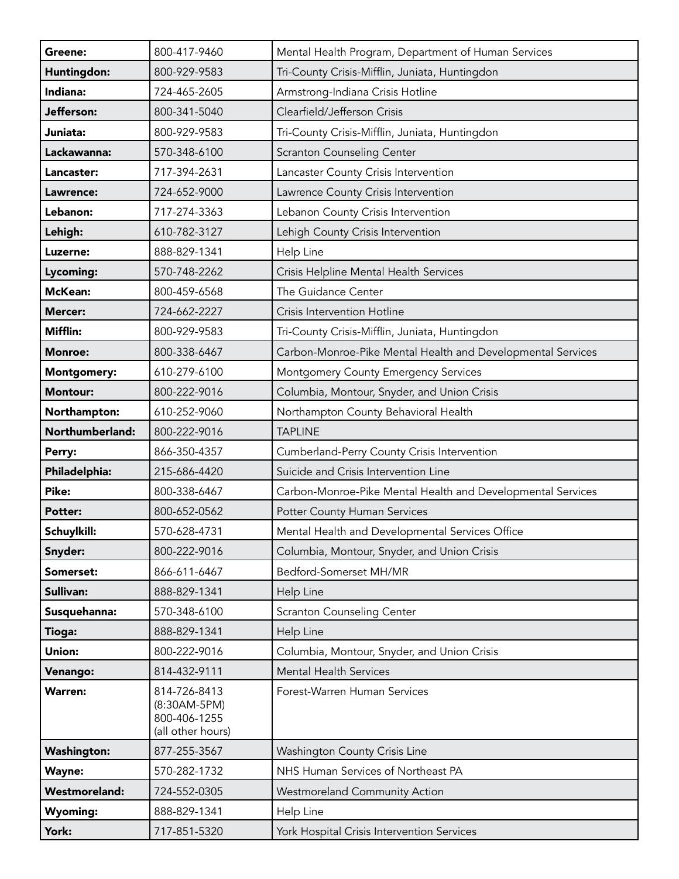| | | |
|---|---|---|
| **Greene:** | 800-417-9460 | Mental Health Program, Department of Human Services |
| **Huntingdon:** | 800-929-9583 | Tri-County Crisis-Mifflin, Juniata, Huntingdon |
| **Indiana:** | 724-465-2605 | Armstrong-Indiana Crisis Hotline |
| **Jefferson:** | 800-341-5040 | Clearfield/Jefferson Crisis |
| **Juniata:** | 800-929-9583 | Tri-County Crisis-Mifflin, Juniata, Huntingdon |
| **Lackawanna:** | 570-348-6100 | Scranton Counseling Center |
| **Lancaster:** | 717-394-2631 | Lancaster County Crisis Intervention |
| **Lawrence:** | 724-652-9000 | Lawrence County Crisis Intervention |
| **Lebanon:** | 717-274-3363 | Lebanon County Crisis Intervention |
| **Lehigh:** | 610-782-3127 | Lehigh County Crisis Intervention |
| **Luzerne:** | 888-829-1341 | Help Line |
| **Lycoming:** | 570-748-2262 | Crisis Helpline Mental Health Services |
| **McKean:** | 800-459-6568 | The Guidance Center |
| **Mercer:** | 724-662-2227 | Crisis Intervention Hotline |
| **Mifflin:** | 800-929-9583 | Tri-County Crisis-Mifflin, Juniata, Huntingdon |
| **Monroe:** | 800-338-6467 | Carbon-Monroe-Pike Mental Health and Developmental Services |
| **Montgomery:** | 610-279-6100 | Montgomery County Emergency Services |
| **Montour:** | 800-222-9016 | Columbia, Montour, Snyder, and Union Crisis |
| **Northampton:** | 610-252-9060 | Northampton County Behavioral Health |
| **Northumberland:** | 800-222-9016 | TAPLINE |
| **Perry:** | 866-350-4357 | Cumberland-Perry County Crisis Intervention |
| **Philadelphia:** | 215-686-4420 | Suicide and Crisis Intervention Line |
| **Pike:** | 800-338-6467 | Carbon-Monroe-Pike Mental Health and Developmental Services |
| **Potter:** | 800-652-0562 | Potter County Human Services |
| **Schuylkill:** | 570-628-4731 | Mental Health and Developmental Services Office |
| **Snyder:** | 800-222-9016 | Columbia, Montour, Snyder, and Union Crisis |
| **Somerset:** | 866-611-6467 | Bedford-Somerset MH/MR |
| **Sullivan:** | 888-829-1341 | Help Line |
| **Susquehanna:** | 570-348-6100 | Scranton Counseling Center |
| **Tioga:** | 888-829-1341 | Help Line |
| **Union:** | 800-222-9016 | Columbia, Montour, Snyder, and Union Crisis |
| **Venango:** | 814-432-9111 | Mental Health Services |
| **Warren:** | 814-726-8413 (8:30AM-5PM) 800-406-1255 (all other hours) | Forest-Warren Human Services |
| **Washington:** | 877-255-3567 | Washington County Crisis Line |
| **Wayne:** | 570-282-1732 | NHS Human Services of Northeast PA |
| **Westmoreland:** | 724-552-0305 | Westmoreland Community Action |
| **Wyoming:** | 888-829-1341 | Help Line |
| **York:** | 717-851-5320 | York Hospital Crisis Intervention Services |